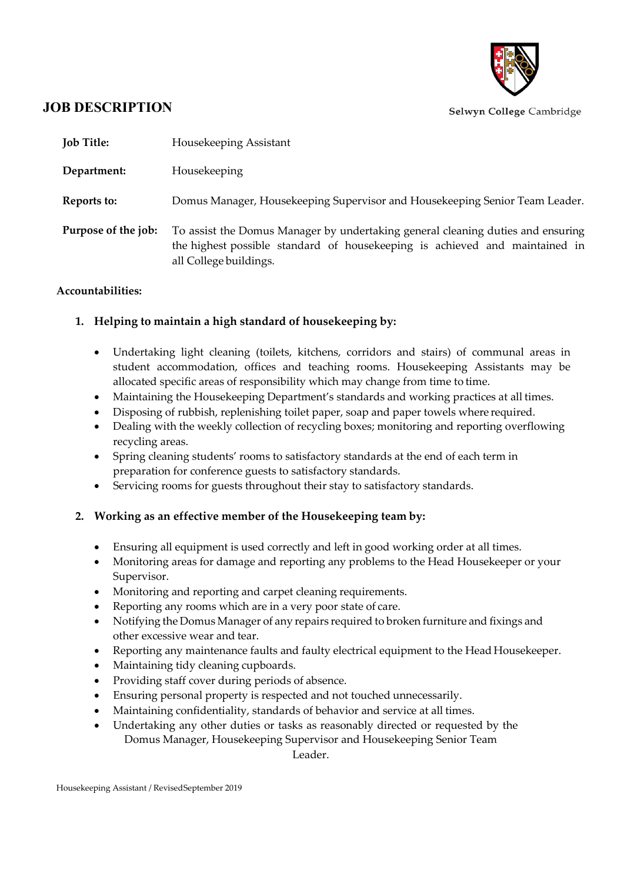# JOB DESCRIPTION

Selwyn College Cambridge

| | |
|---|---|
| **Job Title:** | Housekeeping Assistant |
| **Department:** | Housekeeping |
| **Reports to:** | Domus Manager, Housekeeping Supervisor and Housekeeping Senior Team Leader. |
| **Purpose of the job:** | To assist the Domus Manager by undertaking general cleaning duties and ensuring the highest possible standard of housekeeping is achieved and maintained in all College buildings. |

**Accountabilities:**

1. **Helping to maintain a high standard of housekeeping by:**

    - Undertaking light cleaning (toilets, kitchens, corridors and stairs) of communal areas in student accommodation, offices and teaching rooms. Housekeeping Assistants may be allocated specific areas of responsibility which may change from time to time.
    - Maintaining the Housekeeping Department's standards and working practices at all times.
    - Disposing of rubbish, replenishing toilet paper, soap and paper towels where required.
    - Dealing with the weekly collection of recycling boxes; monitoring and reporting overflowing recycling areas.
    - Spring cleaning students' rooms to satisfactory standards at the end of each term in preparation for conference guests to satisfactory standards.
    - Servicing rooms for guests throughout their stay to satisfactory standards.

2. **Working as an effective member of the Housekeeping team by:**

    - Ensuring all equipment is used correctly and left in good working order at all times.
    - Monitoring areas for damage and reporting any problems to the Head Housekeeper or your Supervisor.
    - Monitoring and reporting and carpet cleaning requirements.
    - Reporting any rooms which are in a very poor state of care.
    - Notifying the Domus Manager of any repairs required to broken furniture and fixings and other excessive wear and tear.
    - Reporting any maintenance faults and faulty electrical equipment to the Head Housekeeper.
    - Maintaining tidy cleaning cupboards.
    - Providing staff cover during periods of absence.
    - Ensuring personal property is respected and not touched unnecessarily.
    - Maintaining confidentiality, standards of behavior and service at all times.
    - Undertaking any other duties or tasks as reasonably directed or requested by the Domus Manager, Housekeeping Supervisor and Housekeeping Senior Team Leader.

Housekeeping Assistant / RevisedSeptember 2019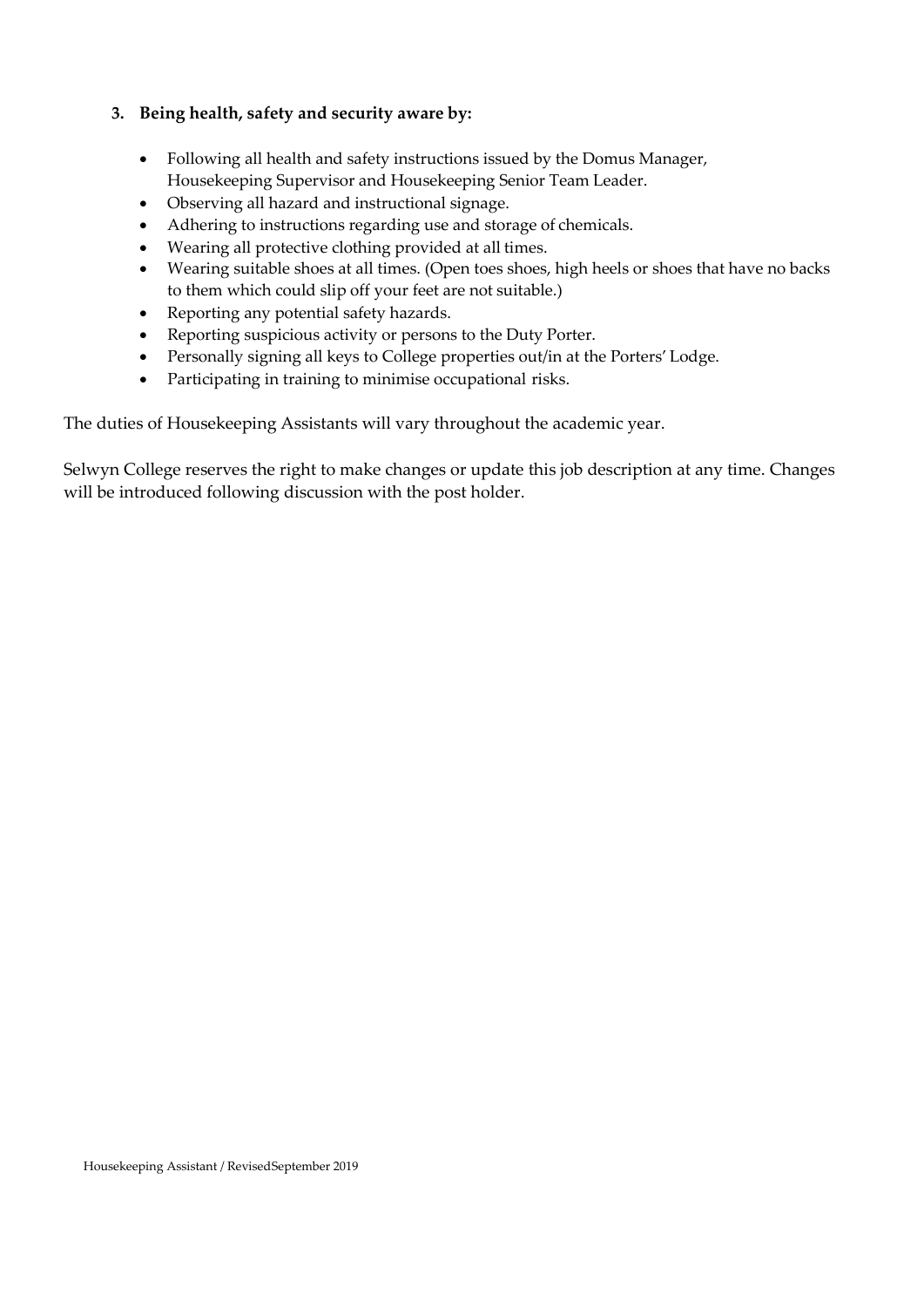3. **Being health, safety and security aware by:**

    - Following all health and safety instructions issued by the Domus Manager, Housekeeping Supervisor and Housekeeping Senior Team Leader.
    - Observing all hazard and instructional signage.
    - Adhering to instructions regarding use and storage of chemicals.
    - Wearing all protective clothing provided at all times.
    - Wearing suitable shoes at all times. (Open toes shoes, high heels or shoes that have no backs to them which could slip off your feet are not suitable.)
    - Reporting any potential safety hazards.
    - Reporting suspicious activity or persons to the Duty Porter.
    - Personally signing all keys to College properties out/in at the Porters' Lodge.
    - Participating in training to minimise occupational risks.

The duties of Housekeeping Assistants will vary throughout the academic year.

Selwyn College reserves the right to make changes or update this job description at any time. Changes will be introduced following discussion with the post holder.